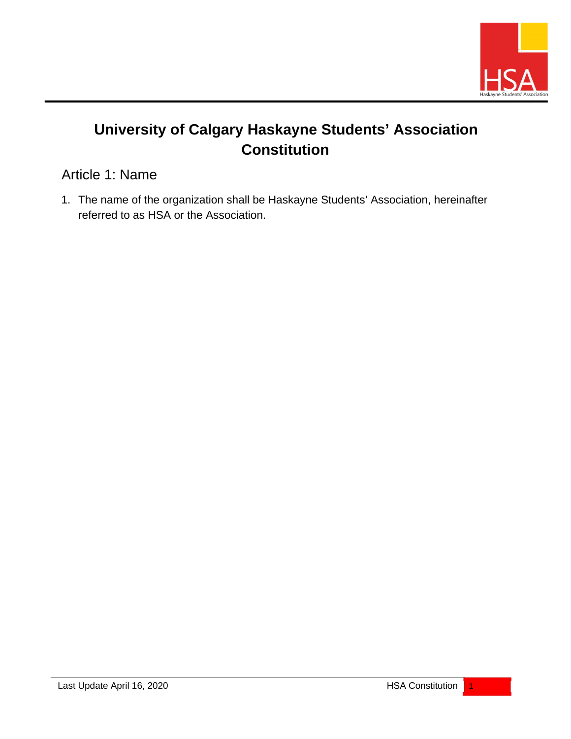# University of Calgary Haskayne Students' Association Constitution

## Article 1: Name

1. The name of the organization shall be Haskayne Students' Association, hereinafter referred to as HSA or the Association.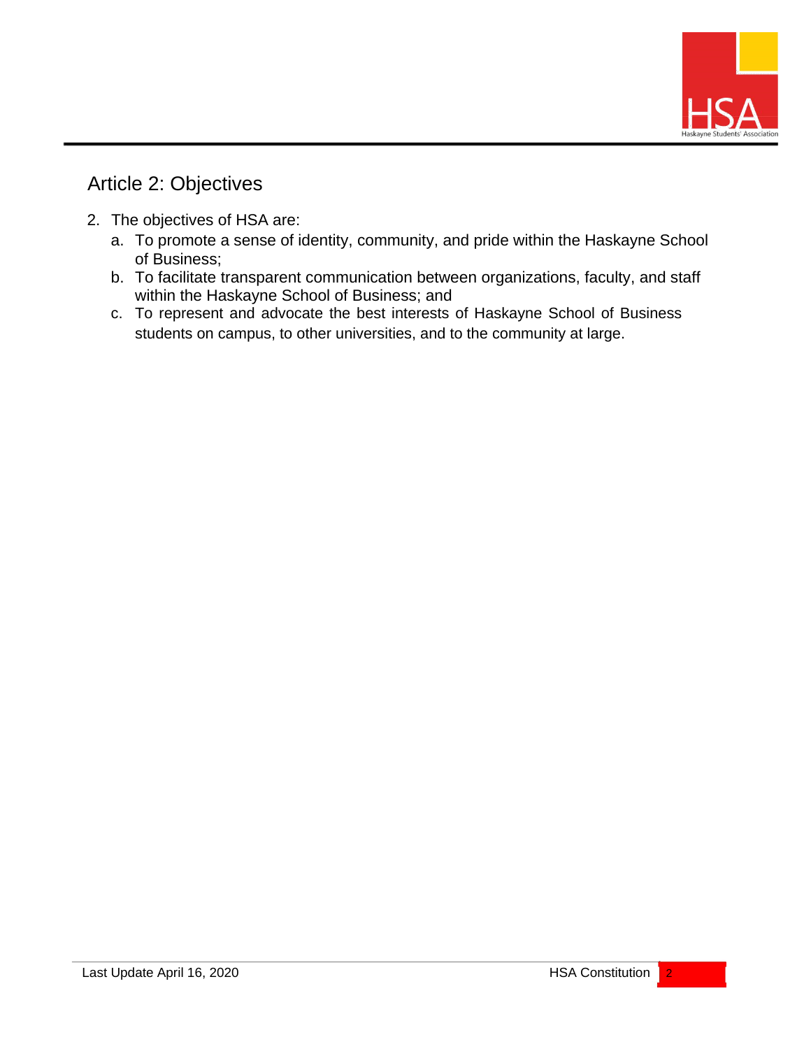## Article 2: Objectives

2. The objectives of HSA are:
   a. To promote a sense of identity, community, and pride within the Haskayne School of Business;
   b. To facilitate transparent communication between organizations, faculty, and staff within the Haskayne School of Business; and
   c. To represent and advocate the best interests of Haskayne School of Business students on campus, to other universities, and to the community at large.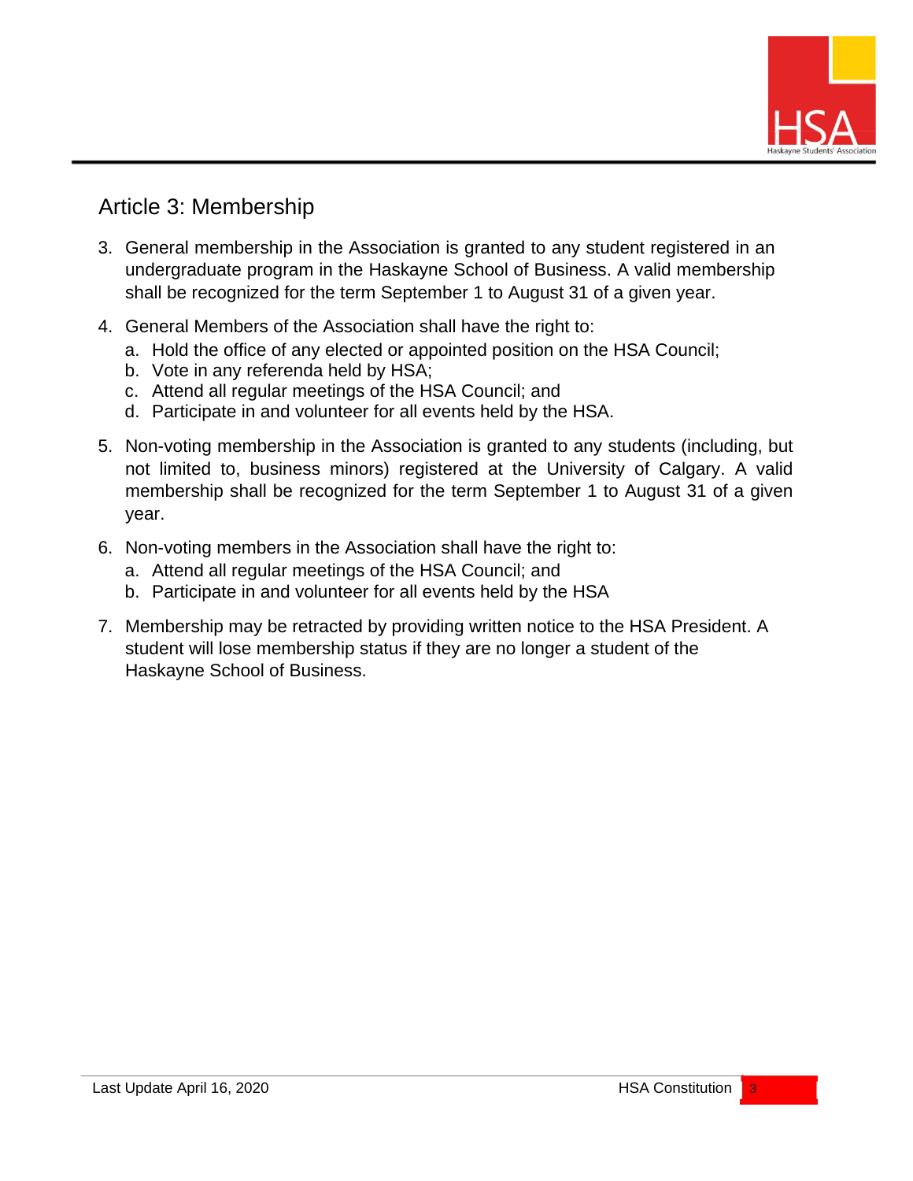## Article 3: Membership

3. General membership in the Association is granted to any student registered in an undergraduate program in the Haskayne School of Business. A valid membership shall be recognized for the term September 1 to August 31 of a given year.
4. General Members of the Association shall have the right to:
   a. Hold the office of any elected or appointed position on the HSA Council;
   b. Vote in any referenda held by HSA;
   c. Attend all regular meetings of the HSA Council; and
   d. Participate in and volunteer for all events held by the HSA.
5. Non-voting membership in the Association is granted to any students (including, but not limited to, business minors) registered at the University of Calgary. A valid membership shall be recognized for the term September 1 to August 31 of a given year.
6. Non-voting members in the Association shall have the right to:
   a. Attend all regular meetings of the HSA Council; and
   b. Participate in and volunteer for all events held by the HSA
7. Membership may be retracted by providing written notice to the HSA President. A student will lose membership status if they are no longer a student of the Haskayne School of Business.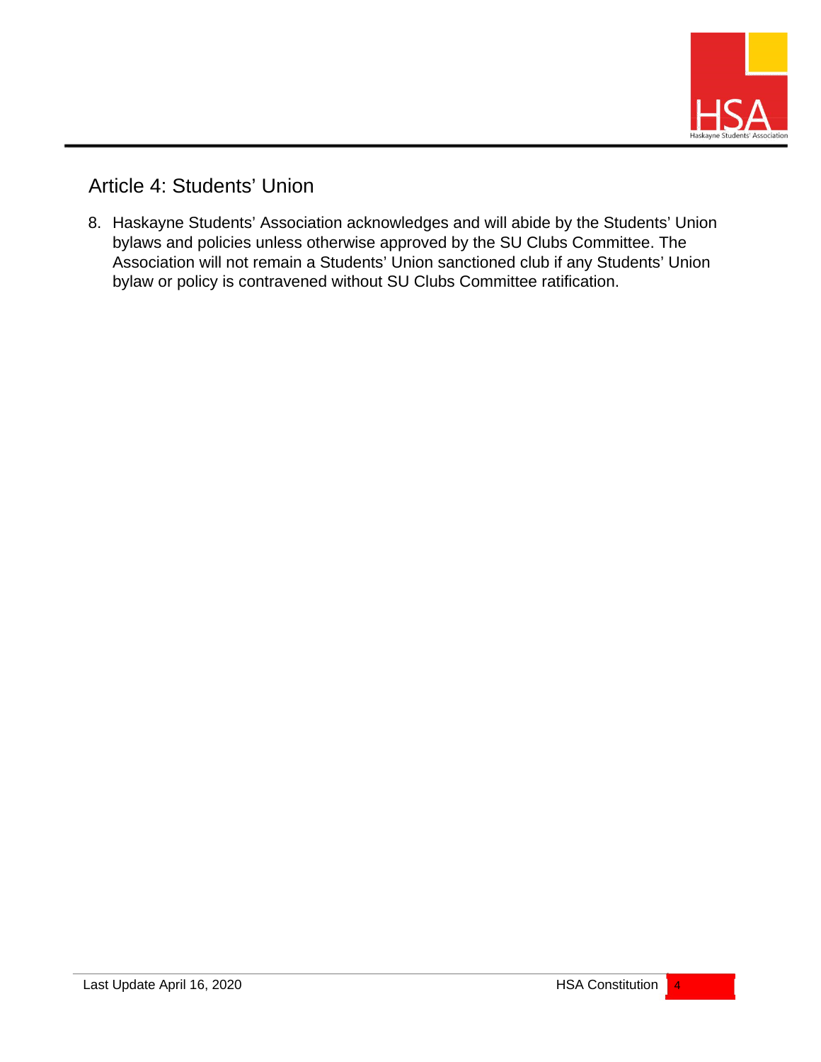## Article 4: Students' Union

8. Haskayne Students' Association acknowledges and will abide by the Students' Union bylaws and policies unless otherwise approved by the SU Clubs Committee. The Association will not remain a Students' Union sanctioned club if any Students' Union bylaw or policy is contravened without SU Clubs Committee ratification.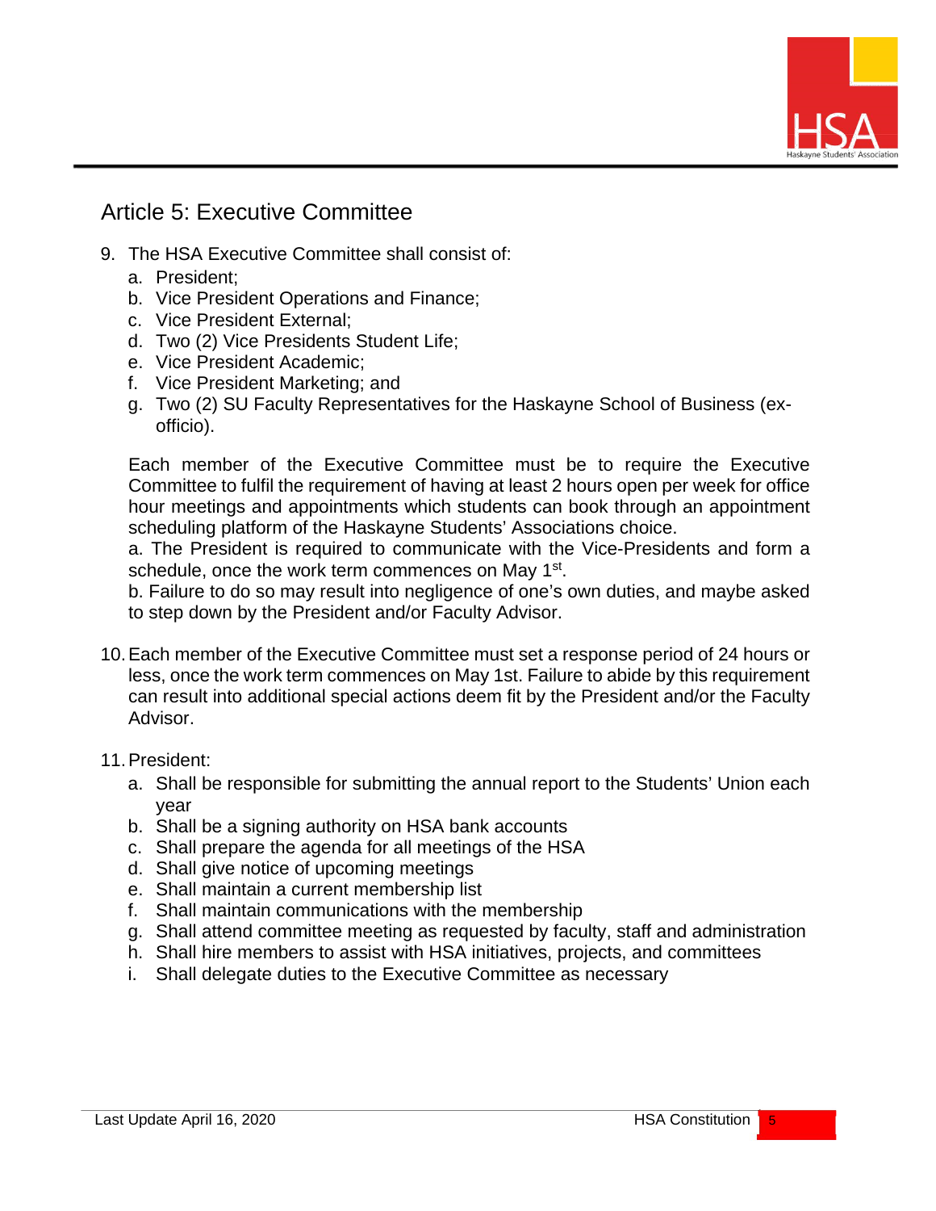## Article 5: Executive Committee

9. The HSA Executive Committee shall consist of:
   a. President;
   b. Vice President Operations and Finance;
   c. Vice President External;
   d. Two (2) Vice Presidents Student Life;
   e. Vice President Academic;
   f. Vice President Marketing; and
   g. Two (2) SU Faculty Representatives for the Haskayne School of Business (ex-officio).

   Each member of the Executive Committee must be to require the Executive Committee to fulfil the requirement of having at least 2 hours open per week for office hour meetings and appointments which students can book through an appointment scheduling platform of the Haskayne Students' Associations choice.
   a. The President is required to communicate with the Vice-Presidents and form a schedule, once the work term commences on May 1st.
   b. Failure to do so may result into negligence of one's own duties, and maybe asked to step down by the President and/or Faculty Advisor.

10. Each member of the Executive Committee must set a response period of 24 hours or less, once the work term commences on May 1st. Failure to abide by this requirement can result into additional special actions deem fit by the President and/or the Faculty Advisor.

11. President:
    a. Shall be responsible for submitting the annual report to the Students' Union each year
    b. Shall be a signing authority on HSA bank accounts
    c. Shall prepare the agenda for all meetings of the HSA
    d. Shall give notice of upcoming meetings
    e. Shall maintain a current membership list
    f. Shall maintain communications with the membership
    g. Shall attend committee meeting as requested by faculty, staff and administration
    h. Shall hire members to assist with HSA initiatives, projects, and committees
    i. Shall delegate duties to the Executive Committee as necessary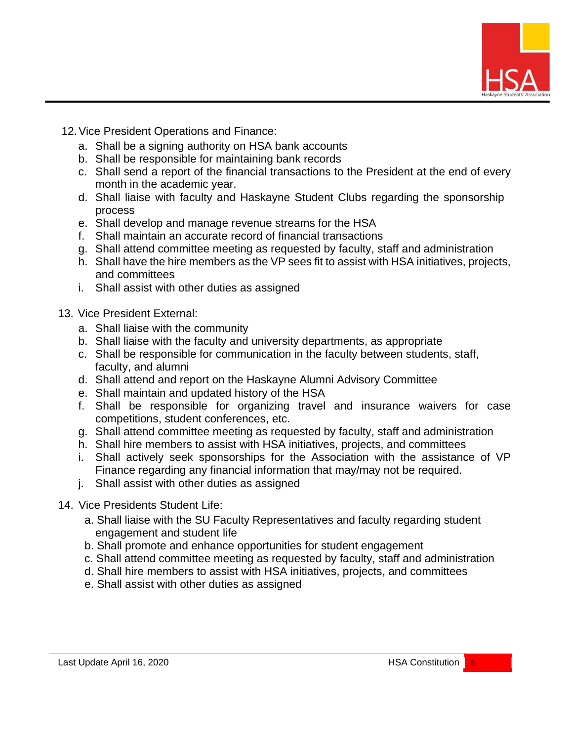12. Vice President Operations and Finance:
    a. Shall be a signing authority on HSA bank accounts
    b. Shall be responsible for maintaining bank records
    c. Shall send a report of the financial transactions to the President at the end of every month in the academic year.
    d. Shall liaise with faculty and Haskayne Student Clubs regarding the sponsorship process
    e. Shall develop and manage revenue streams for the HSA
    f. Shall maintain an accurate record of financial transactions
    g. Shall attend committee meeting as requested by faculty, staff and administration
    h. Shall have the hire members as the VP sees fit to assist with HSA initiatives, projects, and committees
    i. Shall assist with other duties as assigned

13. Vice President External:
    a. Shall liaise with the community
    b. Shall liaise with the faculty and university departments, as appropriate
    c. Shall be responsible for communication in the faculty between students, staff, faculty, and alumni
    d. Shall attend and report on the Haskayne Alumni Advisory Committee
    e. Shall maintain and updated history of the HSA
    f. Shall be responsible for organizing travel and insurance waivers for case competitions, student conferences, etc.
    g. Shall attend committee meeting as requested by faculty, staff and administration
    h. Shall hire members to assist with HSA initiatives, projects, and committees
    i. Shall actively seek sponsorships for the Association with the assistance of VP Finance regarding any financial information that may/may not be required.
    j. Shall assist with other duties as assigned

14. Vice Presidents Student Life:
    a. Shall liaise with the SU Faculty Representatives and faculty regarding student engagement and student life
    b. Shall promote and enhance opportunities for student engagement
    c. Shall attend committee meeting as requested by faculty, staff and administration
    d. Shall hire members to assist with HSA initiatives, projects, and committees
    e. Shall assist with other duties as assigned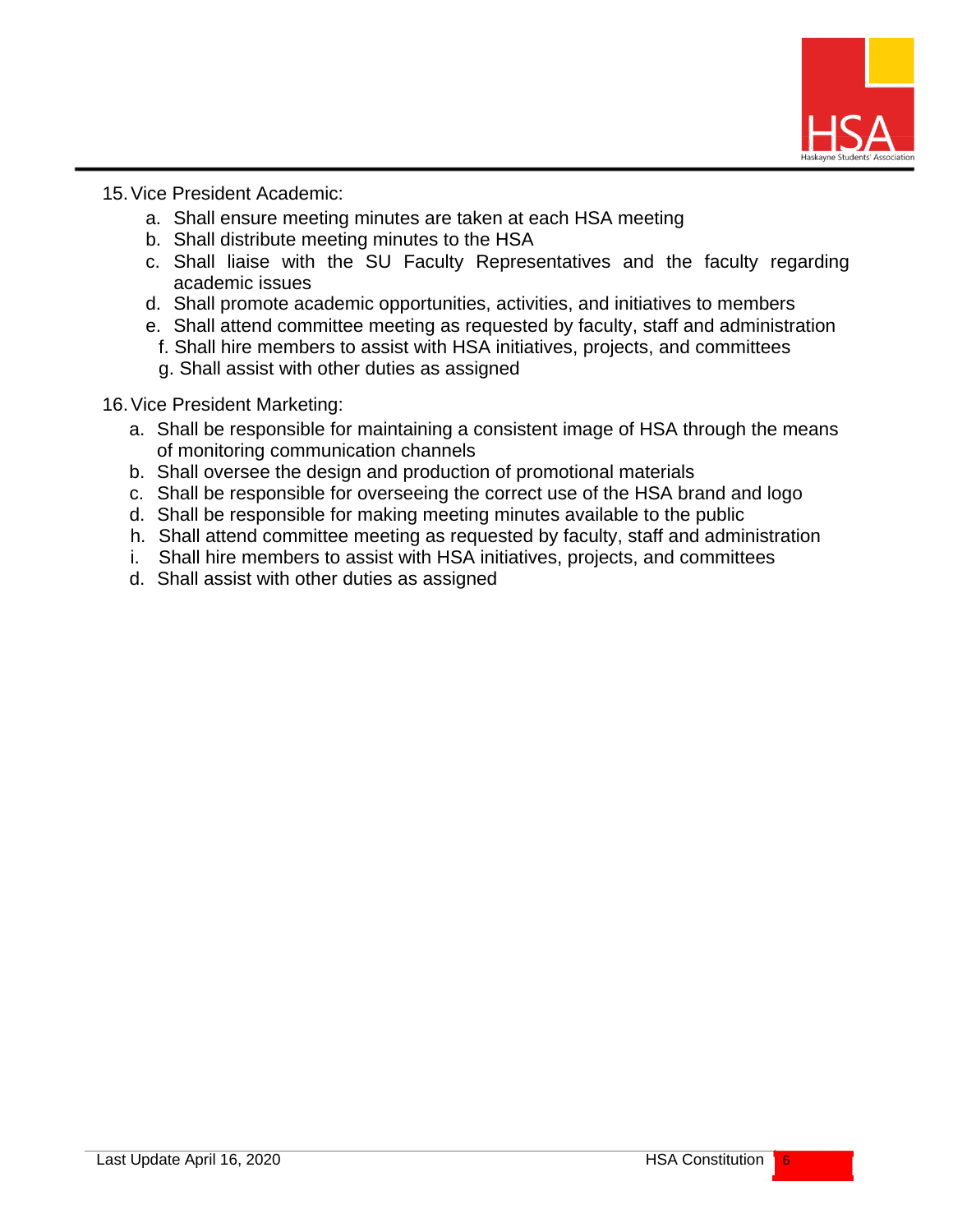15. Vice President Academic:
    a. Shall ensure meeting minutes are taken at each HSA meeting
    b. Shall distribute meeting minutes to the HSA
    c. Shall liaise with the SU Faculty Representatives and the faculty regarding academic issues
    d. Shall promote academic opportunities, activities, and initiatives to members
    e. Shall attend committee meeting as requested by faculty, staff and administration
    f. Shall hire members to assist with HSA initiatives, projects, and committees
    g. Shall assist with other duties as assigned

16. Vice President Marketing:
    a. Shall be responsible for maintaining a consistent image of HSA through the means of monitoring communication channels
    b. Shall oversee the design and production of promotional materials
    c. Shall be responsible for overseeing the correct use of the HSA brand and logo
    d. Shall be responsible for making meeting minutes available to the public
    h. Shall attend committee meeting as requested by faculty, staff and administration
    i. Shall hire members to assist with HSA initiatives, projects, and committees
    d. Shall assist with other duties as assigned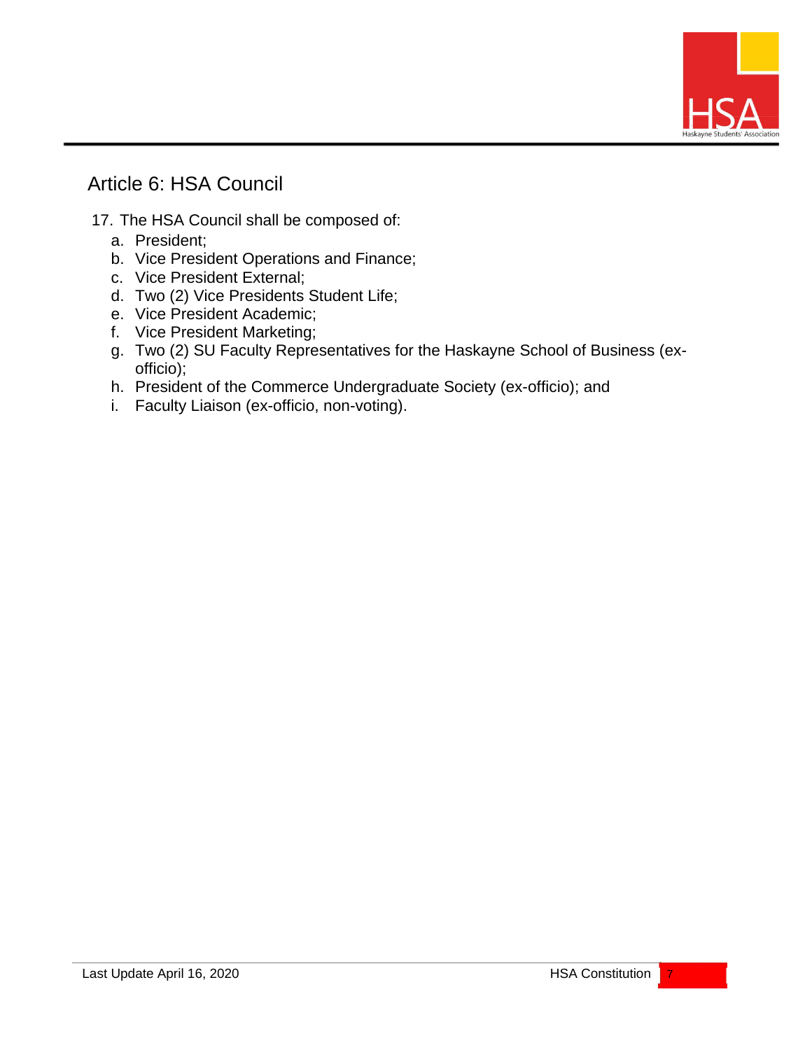## Article 6: HSA Council

17. The HSA Council shall be composed of:
    a. President;
    b. Vice President Operations and Finance;
    c. Vice President External;
    d. Two (2) Vice Presidents Student Life;
    e. Vice President Academic;
    f. Vice President Marketing;
    g. Two (2) SU Faculty Representatives for the Haskayne School of Business (ex-officio);
    h. President of the Commerce Undergraduate Society (ex-officio); and
    i. Faculty Liaison (ex-officio, non-voting).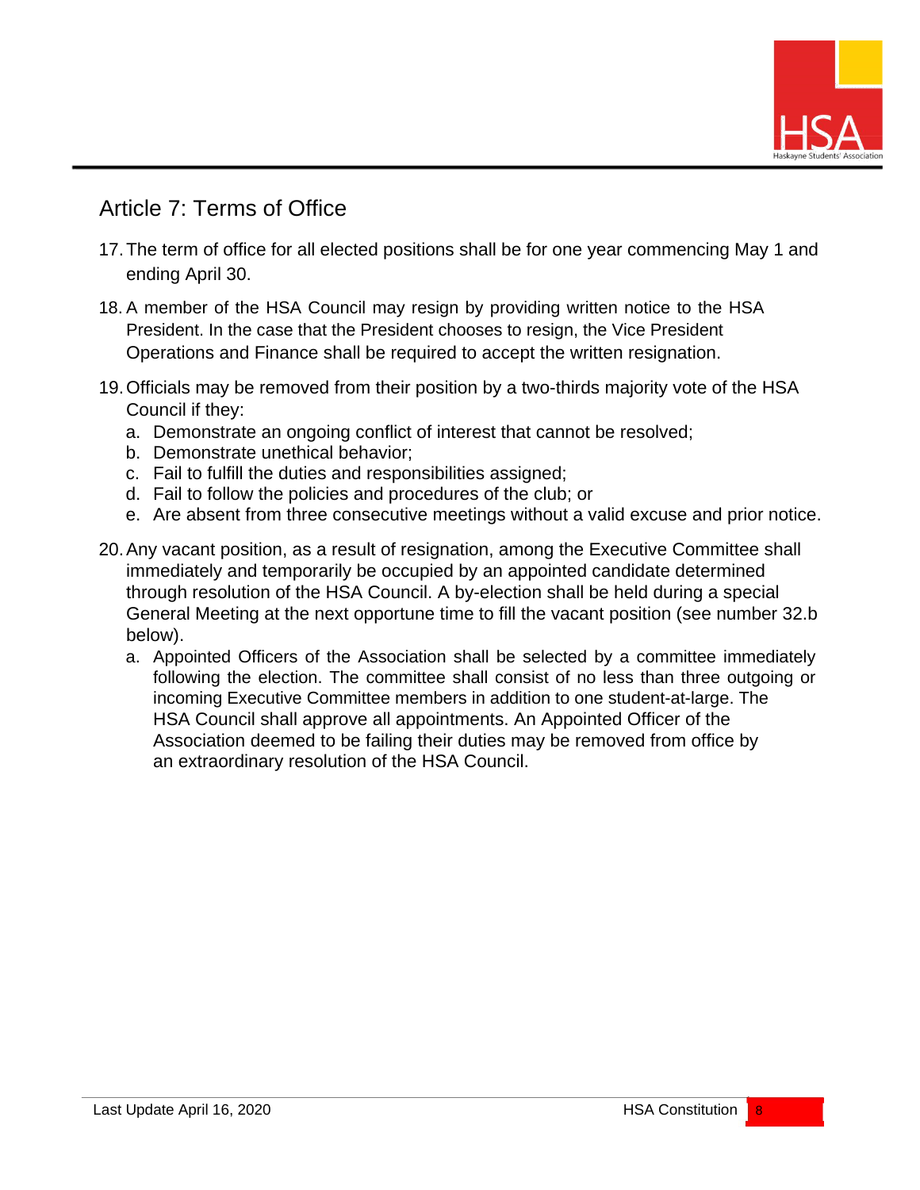## Article 7: Terms of Office

17. The term of office for all elected positions shall be for one year commencing May 1 and ending April 30.

18. A member of the HSA Council may resign by providing written notice to the HSA President. In the case that the President chooses to resign, the Vice President Operations and Finance shall be required to accept the written resignation.

19. Officials may be removed from their position by a two-thirds majority vote of the HSA Council if they:
    a. Demonstrate an ongoing conflict of interest that cannot be resolved;
    b. Demonstrate unethical behavior;
    c. Fail to fulfill the duties and responsibilities assigned;
    d. Fail to follow the policies and procedures of the club; or
    e. Are absent from three consecutive meetings without a valid excuse and prior notice.

20. Any vacant position, as a result of resignation, among the Executive Committee shall immediately and temporarily be occupied by an appointed candidate determined through resolution of the HSA Council. A by-election shall be held during a special General Meeting at the next opportune time to fill the vacant position (see number 32.b below).
    a. Appointed Officers of the Association shall be selected by a committee immediately following the election. The committee shall consist of no less than three outgoing or incoming Executive Committee members in addition to one student-at-large. The HSA Council shall approve all appointments. An Appointed Officer of the Association deemed to be failing their duties may be removed from office by an extraordinary resolution of the HSA Council.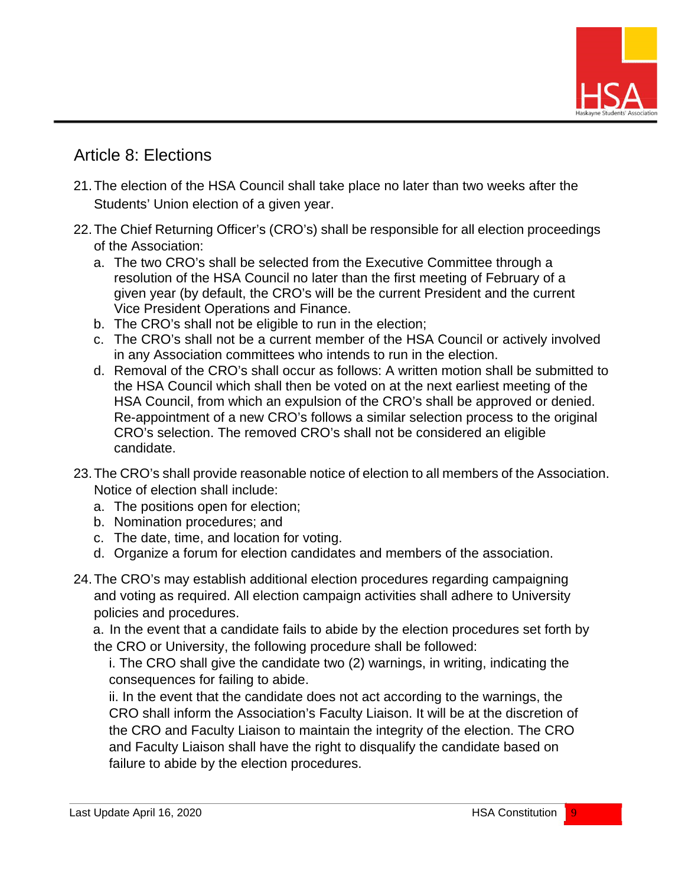## Article 8: Elections

21. The election of the HSA Council shall take place no later than two weeks after the Students' Union election of a given year.

22. The Chief Returning Officer's (CRO's) shall be responsible for all election proceedings of the Association:
    a. The two CRO's shall be selected from the Executive Committee through a resolution of the HSA Council no later than the first meeting of February of a given year (by default, the CRO's will be the current President and the current Vice President Operations and Finance.
    b. The CRO's shall not be eligible to run in the election;
    c. The CRO's shall not be a current member of the HSA Council or actively involved in any Association committees who intends to run in the election.
    d. Removal of the CRO's shall occur as follows: A written motion shall be submitted to the HSA Council which shall then be voted on at the next earliest meeting of the HSA Council, from which an expulsion of the CRO's shall be approved or denied. Re-appointment of a new CRO's follows a similar selection process to the original CRO's selection. The removed CRO's shall not be considered an eligible candidate.

23. The CRO's shall provide reasonable notice of election to all members of the Association. Notice of election shall include:
    a. The positions open for election;
    b. Nomination procedures; and
    c. The date, time, and location for voting.
    d. Organize a forum for election candidates and members of the association.

24. The CRO's may establish additional election procedures regarding campaigning and voting as required. All election campaign activities shall adhere to University policies and procedures.
    a. In the event that a candidate fails to abide by the election procedures set forth by the CRO or University, the following procedure shall be followed:
        i. The CRO shall give the candidate two (2) warnings, in writing, indicating the consequences for failing to abide.
        ii. In the event that the candidate does not act according to the warnings, the CRO shall inform the Association's Faculty Liaison. It will be at the discretion of the CRO and Faculty Liaison to maintain the integrity of the election. The CRO and Faculty Liaison shall have the right to disqualify the candidate based on failure to abide by the election procedures.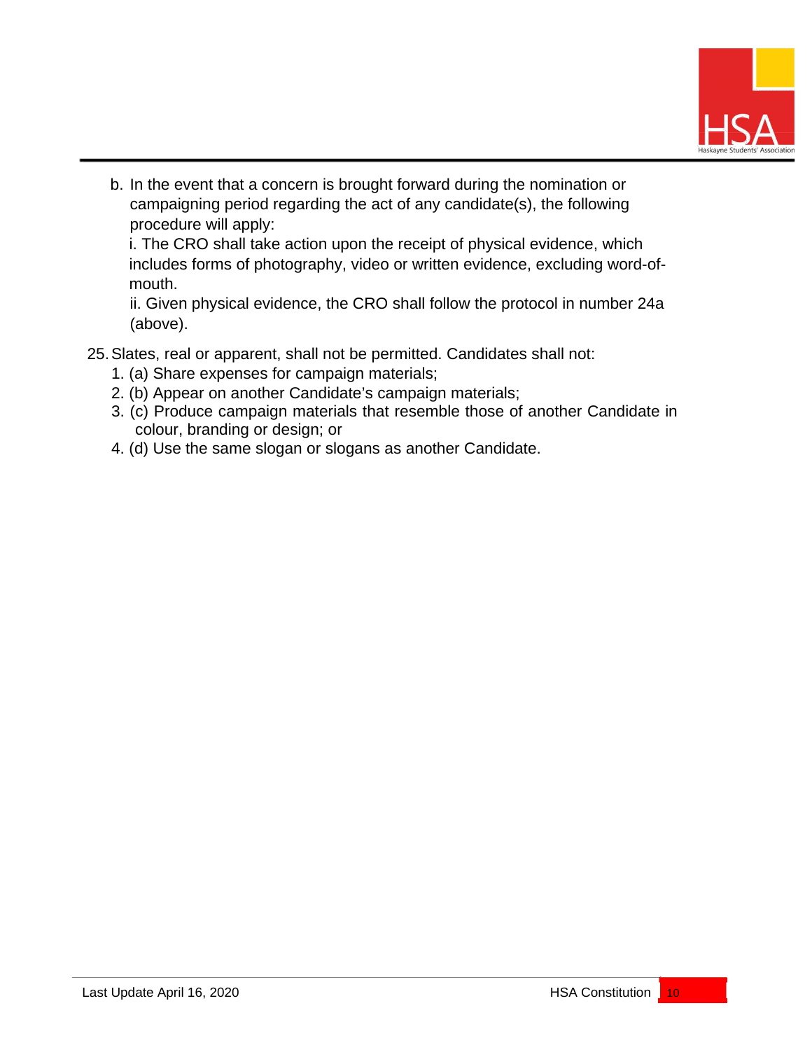b. In the event that a concern is brought forward during the nomination or campaigning period regarding the act of any candidate(s), the following procedure will apply:

   i. The CRO shall take action upon the receipt of physical evidence, which includes forms of photography, video or written evidence, excluding word-of-mouth.

   ii. Given physical evidence, the CRO shall follow the protocol in number 24a (above).

25. Slates, real or apparent, shall not be permitted. Candidates shall not:
    1. (a) Share expenses for campaign materials;
    2. (b) Appear on another Candidate's campaign materials;
    3. (c) Produce campaign materials that resemble those of another Candidate in colour, branding or design; or
    4. (d) Use the same slogan or slogans as another Candidate.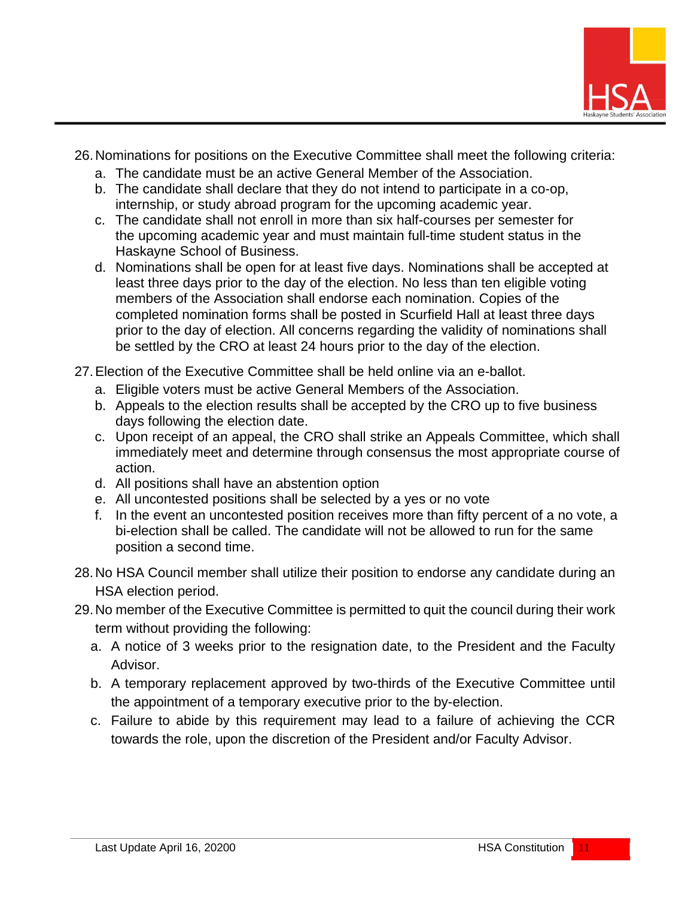26. Nominations for positions on the Executive Committee shall meet the following criteria:
    a. The candidate must be an active General Member of the Association.
    b. The candidate shall declare that they do not intend to participate in a co-op, internship, or study abroad program for the upcoming academic year.
    c. The candidate shall not enroll in more than six half-courses per semester for the upcoming academic year and must maintain full-time student status in the Haskayne School of Business.
    d. Nominations shall be open for at least five days. Nominations shall be accepted at least three days prior to the day of the election. No less than ten eligible voting members of the Association shall endorse each nomination. Copies of the completed nomination forms shall be posted in Scurfield Hall at least three days prior to the day of election. All concerns regarding the validity of nominations shall be settled by the CRO at least 24 hours prior to the day of the election.
27. Election of the Executive Committee shall be held online via an e-ballot.
    a. Eligible voters must be active General Members of the Association.
    b. Appeals to the election results shall be accepted by the CRO up to five business days following the election date.
    c. Upon receipt of an appeal, the CRO shall strike an Appeals Committee, which shall immediately meet and determine through consensus the most appropriate course of action.
    d. All positions shall have an abstention option
    e. All uncontested positions shall be selected by a yes or no vote
    f. In the event an uncontested position receives more than fifty percent of a no vote, a bi-election shall be called. The candidate will not be allowed to run for the same position a second time.
28. No HSA Council member shall utilize their position to endorse any candidate during an HSA election period.
29. No member of the Executive Committee is permitted to quit the council during their work term without providing the following:
    a. A notice of 3 weeks prior to the resignation date, to the President and the Faculty Advisor.
    b. A temporary replacement approved by two-thirds of the Executive Committee until the appointment of a temporary executive prior to the by-election.
    c. Failure to abide by this requirement may lead to a failure of achieving the CCR towards the role, upon the discretion of the President and/or Faculty Advisor.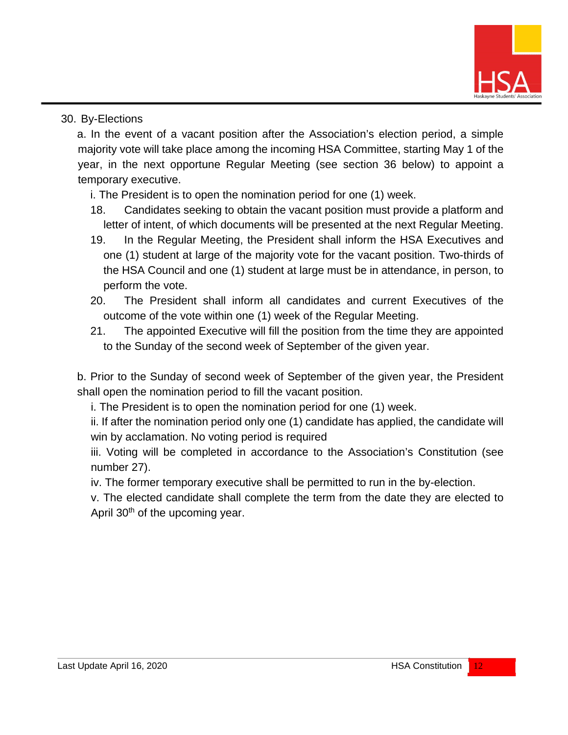30. By-Elections

   a. In the event of a vacant position after the Association's election period, a simple majority vote will take place among the incoming HSA Committee, starting May 1 of the year, in the next opportune Regular Meeting (see section 36 below) to appoint a temporary executive.

      i. The President is to open the nomination period for one (1) week.

      18. Candidates seeking to obtain the vacant position must provide a platform and letter of intent, of which documents will be presented at the next Regular Meeting.

      19. In the Regular Meeting, the President shall inform the HSA Executives and one (1) student at large of the majority vote for the vacant position. Two-thirds of the HSA Council and one (1) student at large must be in attendance, in person, to perform the vote.

      20. The President shall inform all candidates and current Executives of the outcome of the vote within one (1) week of the Regular Meeting.

      21. The appointed Executive will fill the position from the time they are appointed to the Sunday of the second week of September of the given year.

   b. Prior to the Sunday of second week of September of the given year, the President shall open the nomination period to fill the vacant position.

      i. The President is to open the nomination period for one (1) week.

      ii. If after the nomination period only one (1) candidate has applied, the candidate will win by acclamation. No voting period is required

      iii. Voting will be completed in accordance to the Association's Constitution (see number 27).

      iv. The former temporary executive shall be permitted to run in the by-election.

      v. The elected candidate shall complete the term from the date they are elected to April 30th of the upcoming year.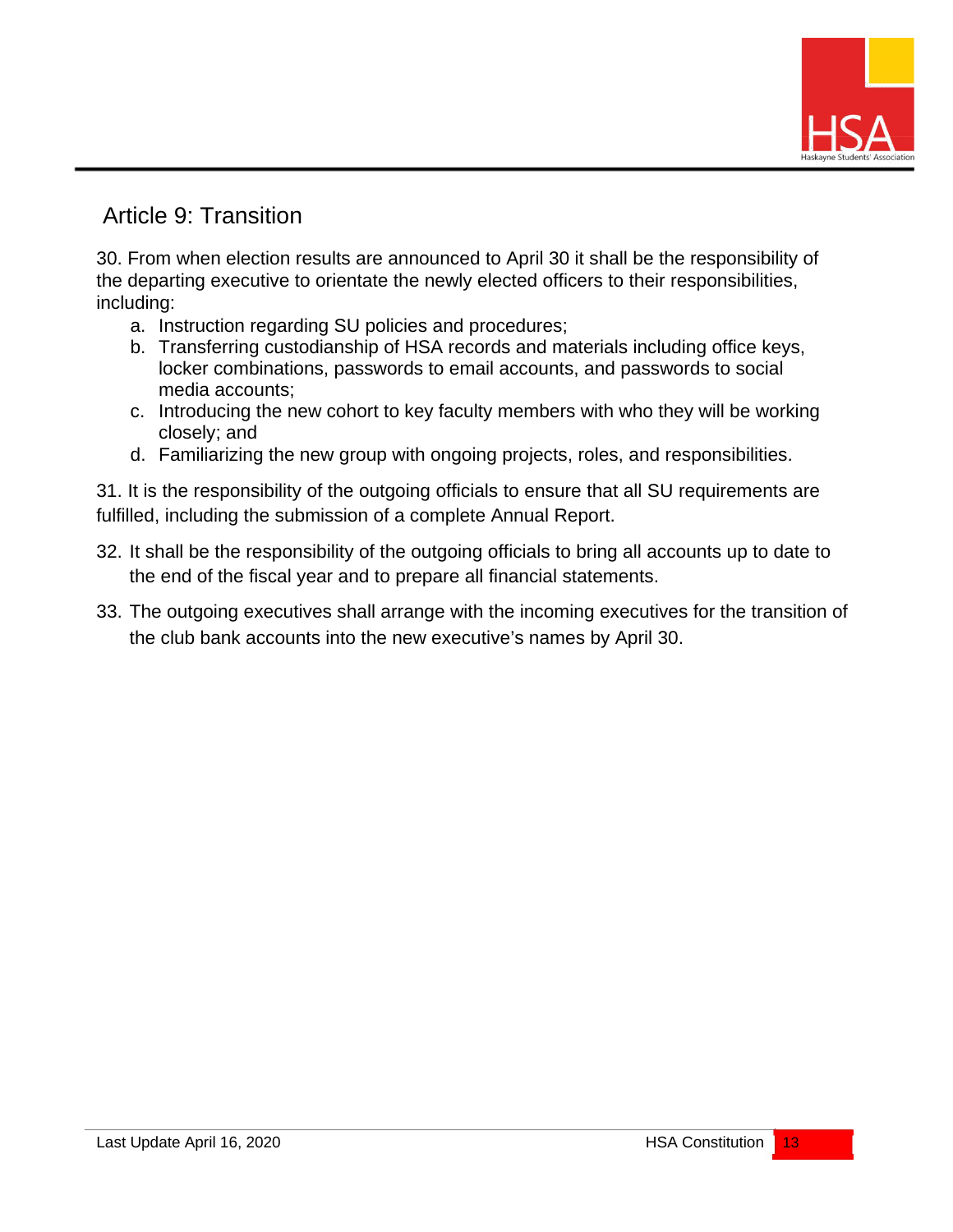## Article 9: Transition

30. From when election results are announced to April 30 it shall be the responsibility of the departing executive to orientate the newly elected officers to their responsibilities, including:
    a. Instruction regarding SU policies and procedures;
    b. Transferring custodianship of HSA records and materials including office keys, locker combinations, passwords to email accounts, and passwords to social media accounts;
    c. Introducing the new cohort to key faculty members with who they will be working closely; and
    d. Familiarizing the new group with ongoing projects, roles, and responsibilities.

31. It is the responsibility of the outgoing officials to ensure that all SU requirements are fulfilled, including the submission of a complete Annual Report.

32. It shall be the responsibility of the outgoing officials to bring all accounts up to date to the end of the fiscal year and to prepare all financial statements.

33. The outgoing executives shall arrange with the incoming executives for the transition of the club bank accounts into the new executive's names by April 30.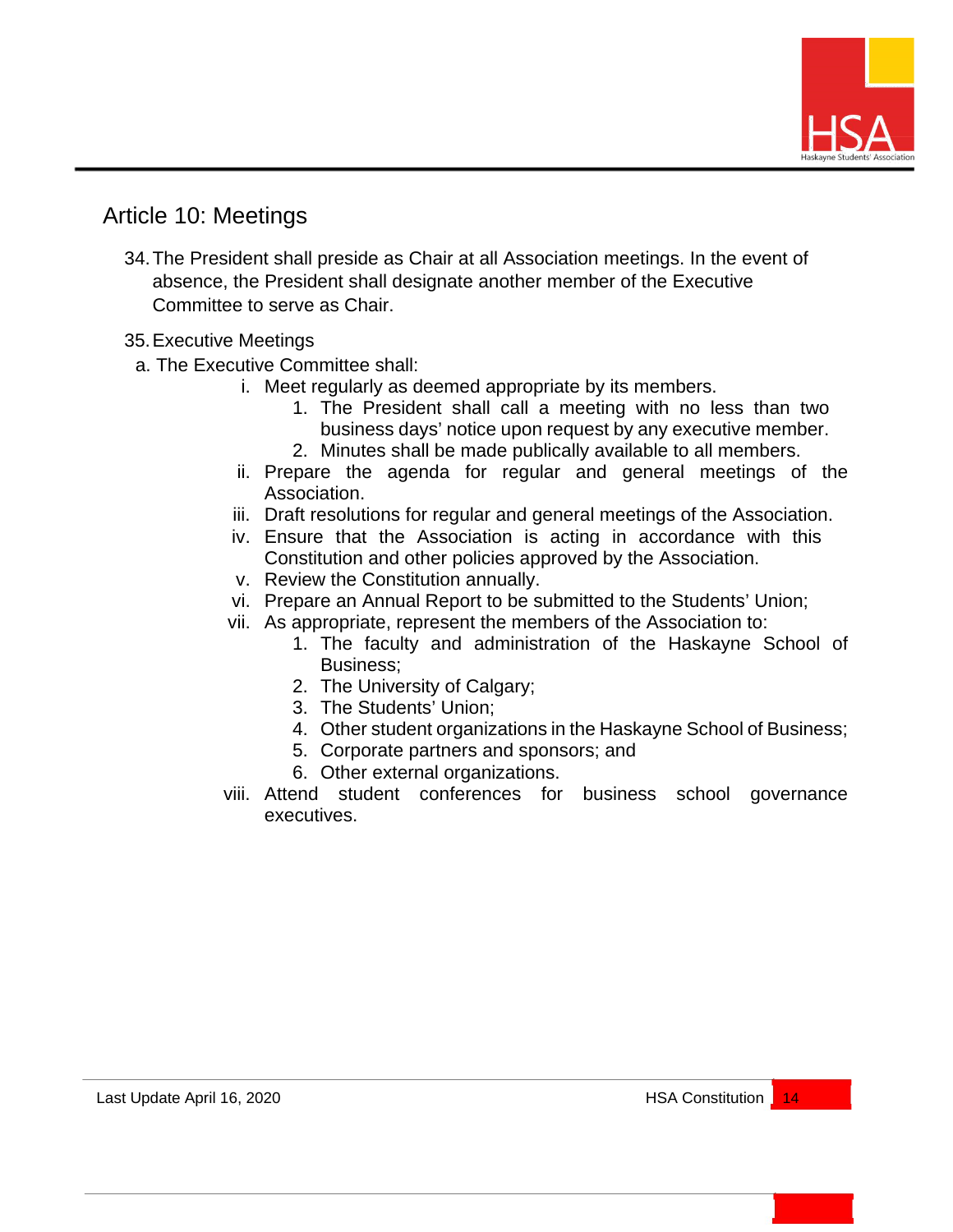## Article 10: Meetings

34. The President shall preside as Chair at all Association meetings. In the event of absence, the President shall designate another member of the Executive Committee to serve as Chair.

35. Executive Meetings

   a. The Executive Committee shall:

      i. Meet regularly as deemed appropriate by its members.
         1. The President shall call a meeting with no less than two business days' notice upon request by any executive member.
         2. Minutes shall be made publically available to all members.

      ii. Prepare the agenda for regular and general meetings of the Association.

      iii. Draft resolutions for regular and general meetings of the Association.

      iv. Ensure that the Association is acting in accordance with this Constitution and other policies approved by the Association.

      v. Review the Constitution annually.

      vi. Prepare an Annual Report to be submitted to the Students' Union;

      vii. As appropriate, represent the members of the Association to:
         1. The faculty and administration of the Haskayne School of Business;
         2. The University of Calgary;
         3. The Students' Union;
         4. Other student organizations in the Haskayne School of Business;
         5. Corporate partners and sponsors; and
         6. Other external organizations.

      viii. Attend student conferences for business school governance executives.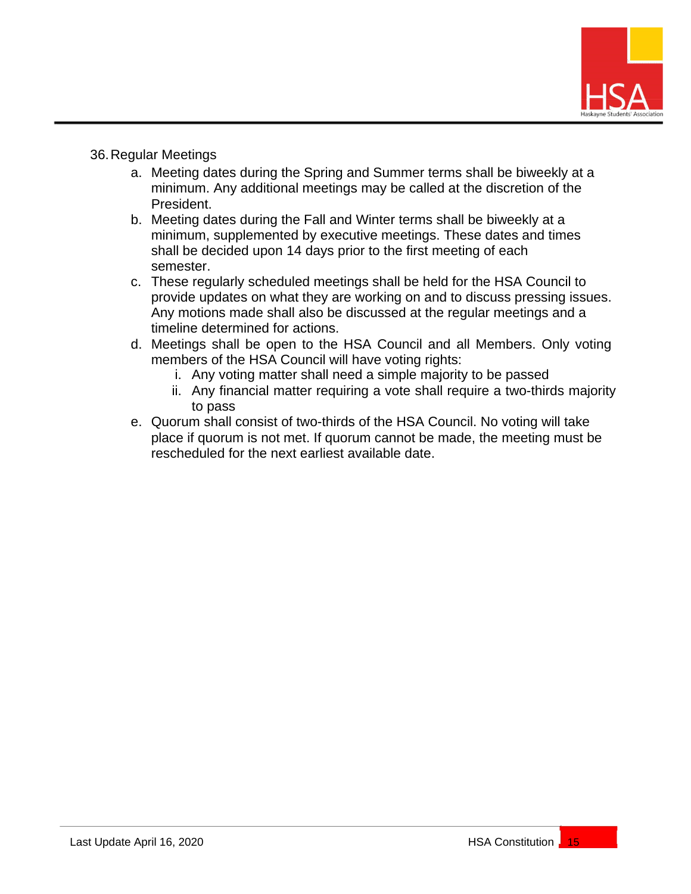36. Regular Meetings
    a. Meeting dates during the Spring and Summer terms shall be biweekly at a minimum. Any additional meetings may be called at the discretion of the President.
    b. Meeting dates during the Fall and Winter terms shall be biweekly at a minimum, supplemented by executive meetings. These dates and times shall be decided upon 14 days prior to the first meeting of each semester.
    c. These regularly scheduled meetings shall be held for the HSA Council to provide updates on what they are working on and to discuss pressing issues. Any motions made shall also be discussed at the regular meetings and a timeline determined for actions.
    d. Meetings shall be open to the HSA Council and all Members. Only voting members of the HSA Council will have voting rights:
        i. Any voting matter shall need a simple majority to be passed
        ii. Any financial matter requiring a vote shall require a two-thirds majority to pass
    e. Quorum shall consist of two-thirds of the HSA Council. No voting will take place if quorum is not met. If quorum cannot be made, the meeting must be rescheduled for the next earliest available date.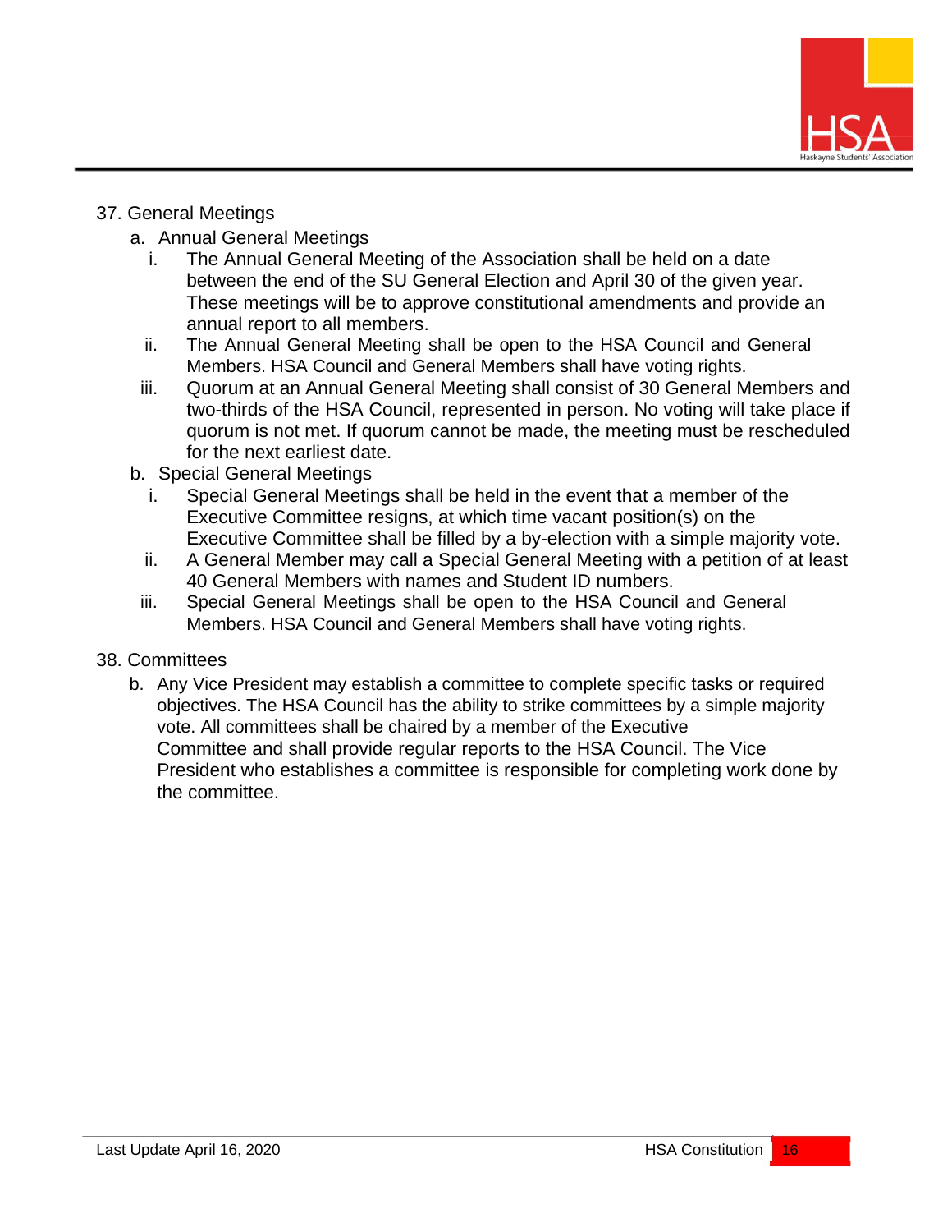37. General Meetings

    a. Annual General Meetings

        i. The Annual General Meeting of the Association shall be held on a date between the end of the SU General Election and April 30 of the given year. These meetings will be to approve constitutional amendments and provide an annual report to all members.

        ii. The Annual General Meeting shall be open to the HSA Council and General Members. HSA Council and General Members shall have voting rights.

        iii. Quorum at an Annual General Meeting shall consist of 30 General Members and two-thirds of the HSA Council, represented in person. No voting will take place if quorum is not met. If quorum cannot be made, the meeting must be rescheduled for the next earliest date.

    b. Special General Meetings

        i. Special General Meetings shall be held in the event that a member of the Executive Committee resigns, at which time vacant position(s) on the Executive Committee shall be filled by a by-election with a simple majority vote.

        ii. A General Member may call a Special General Meeting with a petition of at least 40 General Members with names and Student ID numbers.

        iii. Special General Meetings shall be open to the HSA Council and General Members. HSA Council and General Members shall have voting rights.

38. Committees

    b. Any Vice President may establish a committee to complete specific tasks or required objectives. The HSA Council has the ability to strike committees by a simple majority vote. All committees shall be chaired by a member of the Executive Committee and shall provide regular reports to the HSA Council. The Vice President who establishes a committee is responsible for completing work done by the committee.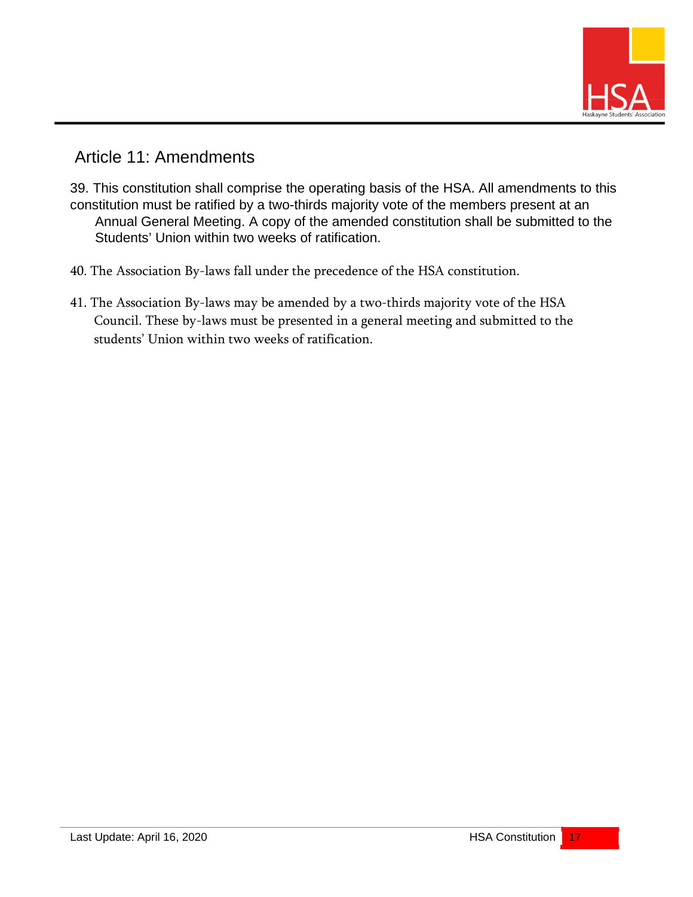## Article 11: Amendments

39. This constitution shall comprise the operating basis of the HSA. All amendments to this constitution must be ratified by a two-thirds majority vote of the members present at an Annual General Meeting. A copy of the amended constitution shall be submitted to the Students' Union within two weeks of ratification.

40. The Association By-laws fall under the precedence of the HSA constitution.

41. The Association By-laws may be amended by a two-thirds majority vote of the HSA Council. These by-laws must be presented in a general meeting and submitted to the students' Union within two weeks of ratification.